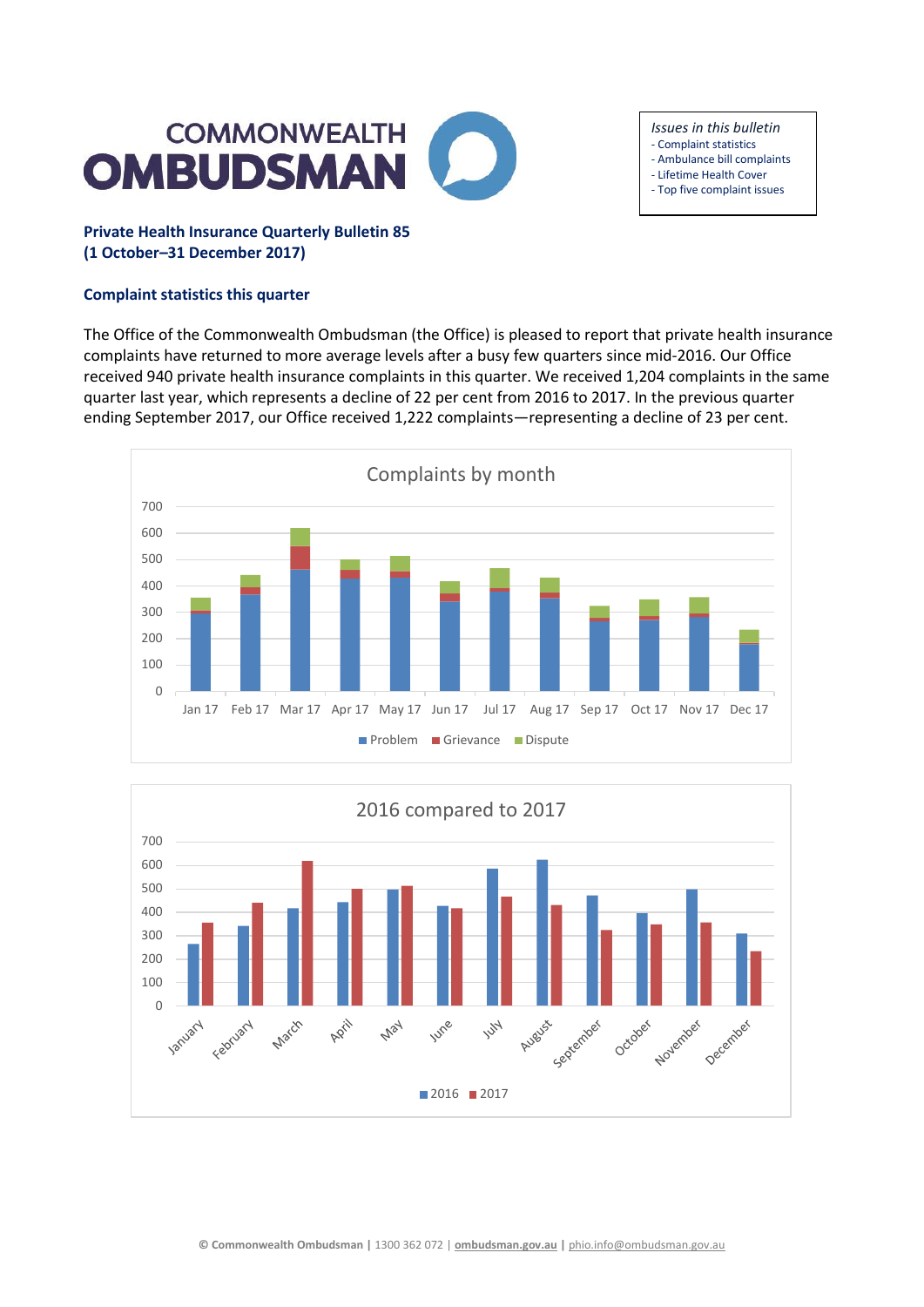# COMMONWEALTH OMBUDSMAN

*Issues in this bulletin*
- Complaint statistics
- Ambulance bill complaints
- Lifetime Health Cover
- Top five complaint issues

**Private Health Insurance Quarterly Bulletin 85**
**(1 October–31 December 2017)**

## Complaint statistics this quarter

The Office of the Commonwealth Ombudsman (the Office) is pleased to report that private health insurance complaints have returned to more average levels after a busy few quarters since mid-2016. Our Office received 940 private health insurance complaints in this quarter. We received 1,204 complaints in the same quarter last year, which represents a decline of 22 per cent from 2016 to 2017. In the previous quarter ending September 2017, our Office received 1,222 complaints—representing a decline of 23 per cent.

Complaints by month

2016 compared to 2017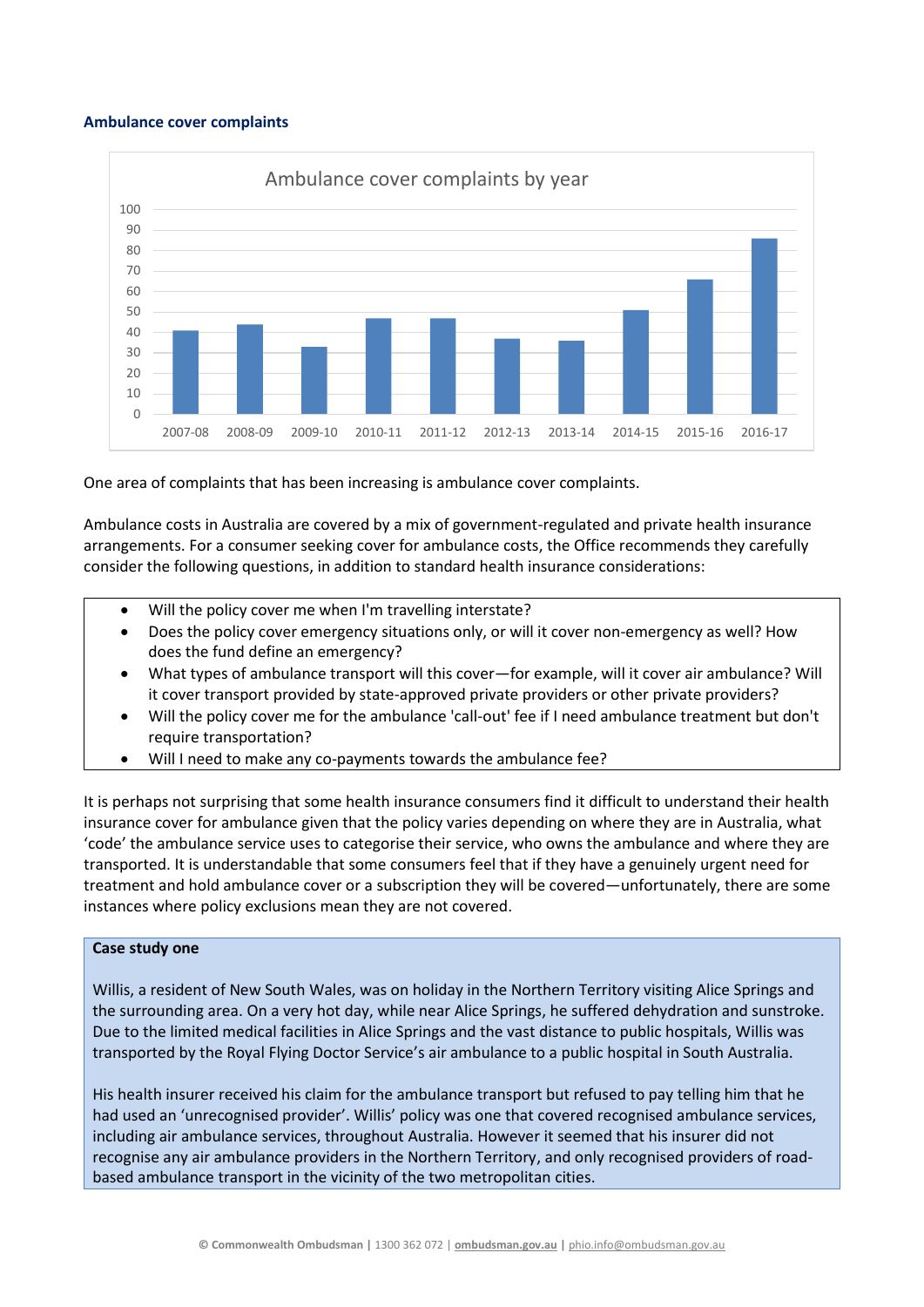### Ambulance cover complaints

Ambulance cover complaints by year

One area of complaints that has been increasing is ambulance cover complaints.

Ambulance costs in Australia are covered by a mix of government-regulated and private health insurance arrangements. For a consumer seeking cover for ambulance costs, the Office recommends they carefully consider the following questions, in addition to standard health insurance considerations:

- Will the policy cover me when I'm travelling interstate?
- Does the policy cover emergency situations only, or will it cover non-emergency as well? How does the fund define an emergency?
- What types of ambulance transport will this cover—for example, will it cover air ambulance? Will it cover transport provided by state-approved private providers or other private providers?
- Will the policy cover me for the ambulance 'call-out' fee if I need ambulance treatment but don't require transportation?
- Will I need to make any co-payments towards the ambulance fee?

It is perhaps not surprising that some health insurance consumers find it difficult to understand their health insurance cover for ambulance given that the policy varies depending on where they are in Australia, what 'code' the ambulance service uses to categorise their service, who owns the ambulance and where they are transported. It is understandable that some consumers feel that if they have a genuinely urgent need for treatment and hold ambulance cover or a subscription they will be covered—unfortunately, there are some instances where policy exclusions mean they are not covered.

**Case study one**

Willis, a resident of New South Wales, was on holiday in the Northern Territory visiting Alice Springs and the surrounding area. On a very hot day, while near Alice Springs, he suffered dehydration and sunstroke. Due to the limited medical facilities in Alice Springs and the vast distance to public hospitals, Willis was transported by the Royal Flying Doctor Service's air ambulance to a public hospital in South Australia.

His health insurer received his claim for the ambulance transport but refused to pay telling him that he had used an 'unrecognised provider'. Willis' policy was one that covered recognised ambulance services, including air ambulance services, throughout Australia. However it seemed that his insurer did not recognise any air ambulance providers in the Northern Territory, and only recognised providers of road-based ambulance transport in the vicinity of the two metropolitan cities.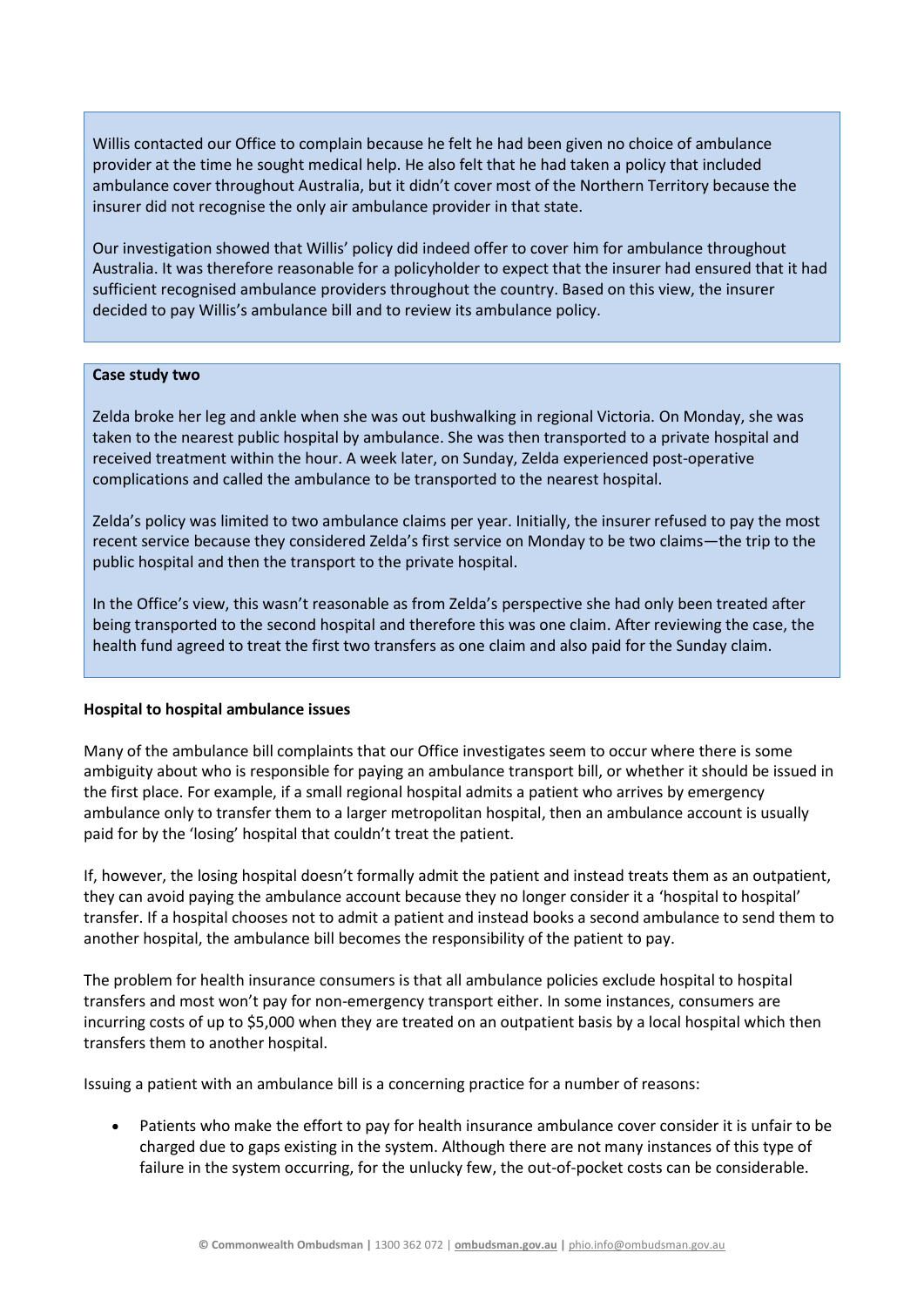Willis contacted our Office to complain because he felt he had been given no choice of ambulance provider at the time he sought medical help. He also felt that he had taken a policy that included ambulance cover throughout Australia, but it didn't cover most of the Northern Territory because the insurer did not recognise the only air ambulance provider in that state.

Our investigation showed that Willis' policy did indeed offer to cover him for ambulance throughout Australia. It was therefore reasonable for a policyholder to expect that the insurer had ensured that it had sufficient recognised ambulance providers throughout the country. Based on this view, the insurer decided to pay Willis's ambulance bill and to review its ambulance policy.

**Case study two**

Zelda broke her leg and ankle when she was out bushwalking in regional Victoria. On Monday, she was taken to the nearest public hospital by ambulance. She was then transported to a private hospital and received treatment within the hour. A week later, on Sunday, Zelda experienced post-operative complications and called the ambulance to be transported to the nearest hospital.

Zelda's policy was limited to two ambulance claims per year. Initially, the insurer refused to pay the most recent service because they considered Zelda's first service on Monday to be two claims—the trip to the public hospital and then the transport to the private hospital.

In the Office's view, this wasn't reasonable as from Zelda's perspective she had only been treated after being transported to the second hospital and therefore this was one claim. After reviewing the case, the health fund agreed to treat the first two transfers as one claim and also paid for the Sunday claim.

**Hospital to hospital ambulance issues**

Many of the ambulance bill complaints that our Office investigates seem to occur where there is some ambiguity about who is responsible for paying an ambulance transport bill, or whether it should be issued in the first place. For example, if a small regional hospital admits a patient who arrives by emergency ambulance only to transfer them to a larger metropolitan hospital, then an ambulance account is usually paid for by the 'losing' hospital that couldn't treat the patient.

If, however, the losing hospital doesn't formally admit the patient and instead treats them as an outpatient, they can avoid paying the ambulance account because they no longer consider it a 'hospital to hospital' transfer. If a hospital chooses not to admit a patient and instead books a second ambulance to send them to another hospital, the ambulance bill becomes the responsibility of the patient to pay.

The problem for health insurance consumers is that all ambulance policies exclude hospital to hospital transfers and most won't pay for non-emergency transport either. In some instances, consumers are incurring costs of up to $5,000 when they are treated on an outpatient basis by a local hospital which then transfers them to another hospital.

Issuing a patient with an ambulance bill is a concerning practice for a number of reasons:

- Patients who make the effort to pay for health insurance ambulance cover consider it is unfair to be charged due to gaps existing in the system. Although there are not many instances of this type of failure in the system occurring, for the unlucky few, the out-of-pocket costs can be considerable.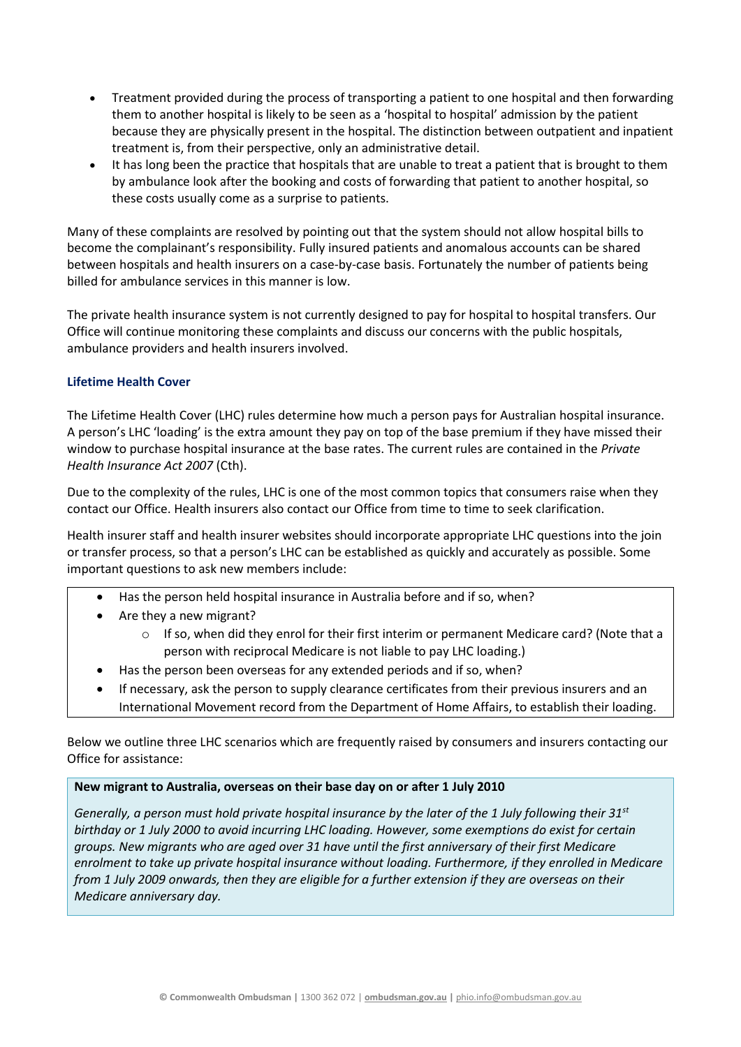- Treatment provided during the process of transporting a patient to one hospital and then forwarding them to another hospital is likely to be seen as a 'hospital to hospital' admission by the patient because they are physically present in the hospital. The distinction between outpatient and inpatient treatment is, from their perspective, only an administrative detail.
- It has long been the practice that hospitals that are unable to treat a patient that is brought to them by ambulance look after the booking and costs of forwarding that patient to another hospital, so these costs usually come as a surprise to patients.

Many of these complaints are resolved by pointing out that the system should not allow hospital bills to become the complainant's responsibility. Fully insured patients and anomalous accounts can be shared between hospitals and health insurers on a case-by-case basis. Fortunately the number of patients being billed for ambulance services in this manner is low.

The private health insurance system is not currently designed to pay for hospital to hospital transfers. Our Office will continue monitoring these complaints and discuss our concerns with the public hospitals, ambulance providers and health insurers involved.

### Lifetime Health Cover

The Lifetime Health Cover (LHC) rules determine how much a person pays for Australian hospital insurance. A person's LHC 'loading' is the extra amount they pay on top of the base premium if they have missed their window to purchase hospital insurance at the base rates. The current rules are contained in the *Private Health Insurance Act 2007* (Cth).

Due to the complexity of the rules, LHC is one of the most common topics that consumers raise when they contact our Office. Health insurers also contact our Office from time to time to seek clarification.

Health insurer staff and health insurer websites should incorporate appropriate LHC questions into the join or transfer process, so that a person's LHC can be established as quickly and accurately as possible. Some important questions to ask new members include:

- Has the person held hospital insurance in Australia before and if so, when?
- Are they a new migrant?
  - If so, when did they enrol for their first interim or permanent Medicare card? (Note that a person with reciprocal Medicare is not liable to pay LHC loading.)
- Has the person been overseas for any extended periods and if so, when?
- If necessary, ask the person to supply clearance certificates from their previous insurers and an International Movement record from the Department of Home Affairs, to establish their loading.

Below we outline three LHC scenarios which are frequently raised by consumers and insurers contacting our Office for assistance:

**New migrant to Australia, overseas on their base day on or after 1 July 2010**

*Generally, a person must hold private hospital insurance by the later of the 1 July following their 31st birthday or 1 July 2000 to avoid incurring LHC loading. However, some exemptions do exist for certain groups. New migrants who are aged over 31 have until the first anniversary of their first Medicare enrolment to take up private hospital insurance without loading. Furthermore, if they enrolled in Medicare from 1 July 2009 onwards, then they are eligible for a further extension if they are overseas on their Medicare anniversary day.*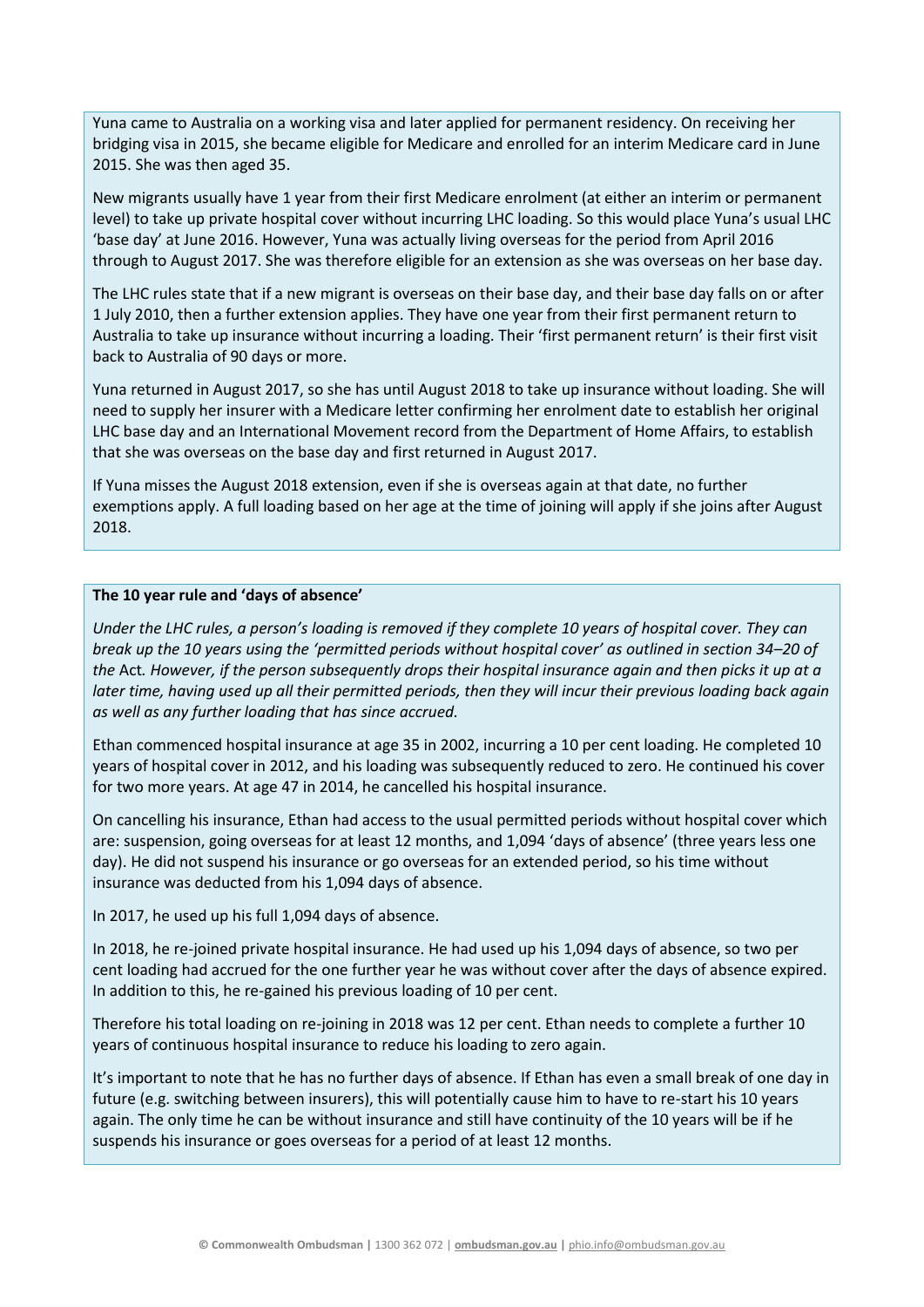Yuna came to Australia on a working visa and later applied for permanent residency. On receiving her bridging visa in 2015, she became eligible for Medicare and enrolled for an interim Medicare card in June 2015. She was then aged 35.

New migrants usually have 1 year from their first Medicare enrolment (at either an interim or permanent level) to take up private hospital cover without incurring LHC loading. So this would place Yuna's usual LHC 'base day' at June 2016. However, Yuna was actually living overseas for the period from April 2016 through to August 2017. She was therefore eligible for an extension as she was overseas on her base day.

The LHC rules state that if a new migrant is overseas on their base day, and their base day falls on or after 1 July 2010, then a further extension applies. They have one year from their first permanent return to Australia to take up insurance without incurring a loading. Their 'first permanent return' is their first visit back to Australia of 90 days or more.

Yuna returned in August 2017, so she has until August 2018 to take up insurance without loading. She will need to supply her insurer with a Medicare letter confirming her enrolment date to establish her original LHC base day and an International Movement record from the Department of Home Affairs, to establish that she was overseas on the base day and first returned in August 2017.

If Yuna misses the August 2018 extension, even if she is overseas again at that date, no further exemptions apply. A full loading based on her age at the time of joining will apply if she joins after August 2018.

**The 10 year rule and 'days of absence'**

*Under the LHC rules, a person's loading is removed if they complete 10 years of hospital cover. They can break up the 10 years using the 'permitted periods without hospital cover' as outlined in section 34–20 of the* Act*. However, if the person subsequently drops their hospital insurance again and then picks it up at a later time, having used up all their permitted periods, then they will incur their previous loading back again as well as any further loading that has since accrued.*

Ethan commenced hospital insurance at age 35 in 2002, incurring a 10 per cent loading. He completed 10 years of hospital cover in 2012, and his loading was subsequently reduced to zero. He continued his cover for two more years. At age 47 in 2014, he cancelled his hospital insurance.

On cancelling his insurance, Ethan had access to the usual permitted periods without hospital cover which are: suspension, going overseas for at least 12 months, and 1,094 'days of absence' (three years less one day). He did not suspend his insurance or go overseas for an extended period, so his time without insurance was deducted from his 1,094 days of absence.

In 2017, he used up his full 1,094 days of absence.

In 2018, he re-joined private hospital insurance. He had used up his 1,094 days of absence, so two per cent loading had accrued for the one further year he was without cover after the days of absence expired. In addition to this, he re-gained his previous loading of 10 per cent.

Therefore his total loading on re-joining in 2018 was 12 per cent. Ethan needs to complete a further 10 years of continuous hospital insurance to reduce his loading to zero again.

It's important to note that he has no further days of absence. If Ethan has even a small break of one day in future (e.g. switching between insurers), this will potentially cause him to have to re-start his 10 years again. The only time he can be without insurance and still have continuity of the 10 years will be if he suspends his insurance or goes overseas for a period of at least 12 months.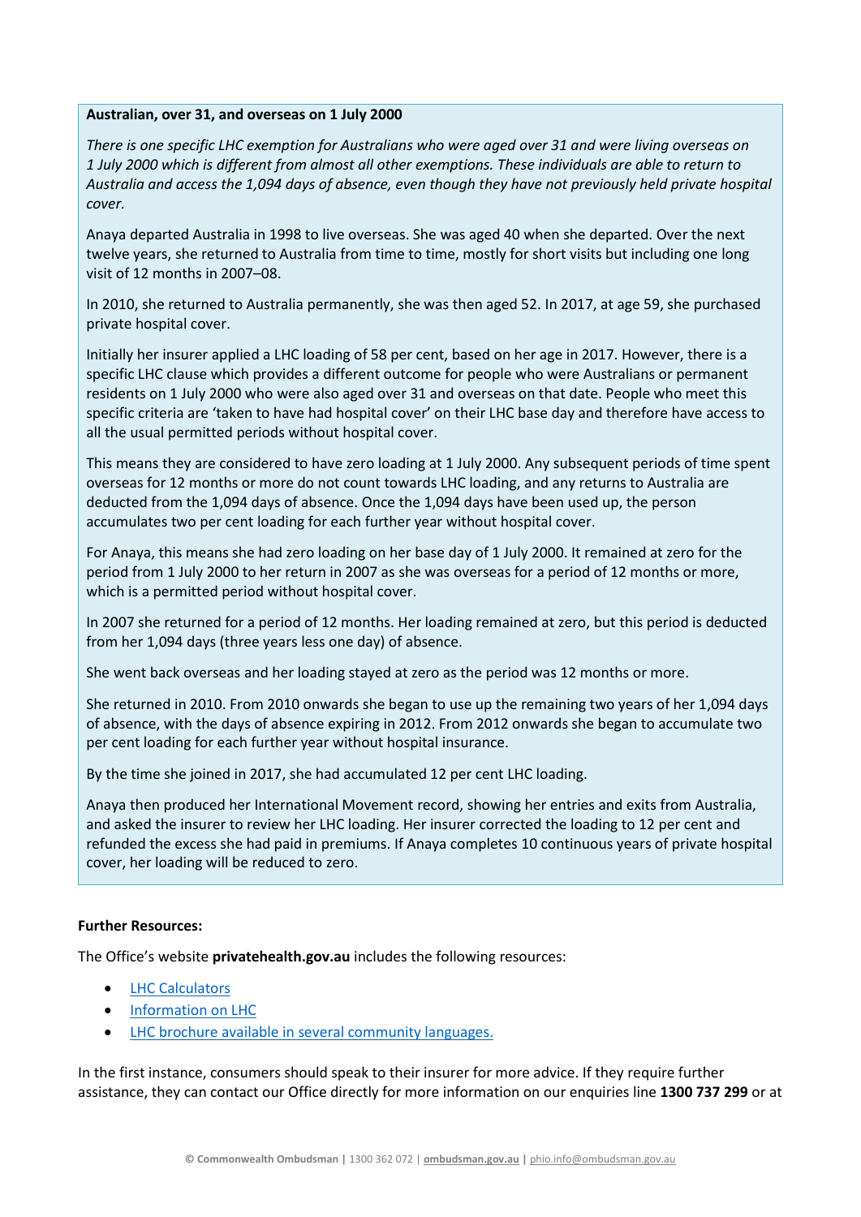**Australian, over 31, and overseas on 1 July 2000**

*There is one specific LHC exemption for Australians who were aged over 31 and were living overseas on 1 July 2000 which is different from almost all other exemptions. These individuals are able to return to Australia and access the 1,094 days of absence, even though they have not previously held private hospital cover.*

Anaya departed Australia in 1998 to live overseas. She was aged 40 when she departed. Over the next twelve years, she returned to Australia from time to time, mostly for short visits but including one long visit of 12 months in 2007–08.

In 2010, she returned to Australia permanently, she was then aged 52. In 2017, at age 59, she purchased private hospital cover.

Initially her insurer applied a LHC loading of 58 per cent, based on her age in 2017. However, there is a specific LHC clause which provides a different outcome for people who were Australians or permanent residents on 1 July 2000 who were also aged over 31 and overseas on that date. People who meet this specific criteria are 'taken to have had hospital cover' on their LHC base day and therefore have access to all the usual permitted periods without hospital cover.

This means they are considered to have zero loading at 1 July 2000. Any subsequent periods of time spent overseas for 12 months or more do not count towards LHC loading, and any returns to Australia are deducted from the 1,094 days of absence. Once the 1,094 days have been used up, the person accumulates two per cent loading for each further year without hospital cover.

For Anaya, this means she had zero loading on her base day of 1 July 2000. It remained at zero for the period from 1 July 2000 to her return in 2007 as she was overseas for a period of 12 months or more, which is a permitted period without hospital cover.

In 2007 she returned for a period of 12 months. Her loading remained at zero, but this period is deducted from her 1,094 days (three years less one day) of absence.

She went back overseas and her loading stayed at zero as the period was 12 months or more.

She returned in 2010. From 2010 onwards she began to use up the remaining two years of her 1,094 days of absence, with the days of absence expiring in 2012. From 2012 onwards she began to accumulate two per cent loading for each further year without hospital insurance.

By the time she joined in 2017, she had accumulated 12 per cent LHC loading.

Anaya then produced her International Movement record, showing her entries and exits from Australia, and asked the insurer to review her LHC loading. Her insurer corrected the loading to 12 per cent and refunded the excess she had paid in premiums. If Anaya completes 10 continuous years of private hospital cover, her loading will be reduced to zero.

**Further Resources:**

The Office's website **privatehealth.gov.au** includes the following resources:

- LHC Calculators
- Information on LHC
- LHC brochure available in several community languages.

In the first instance, consumers should speak to their insurer for more advice. If they require further assistance, they can contact our Office directly for more information on our enquiries line **1300 737 299** or at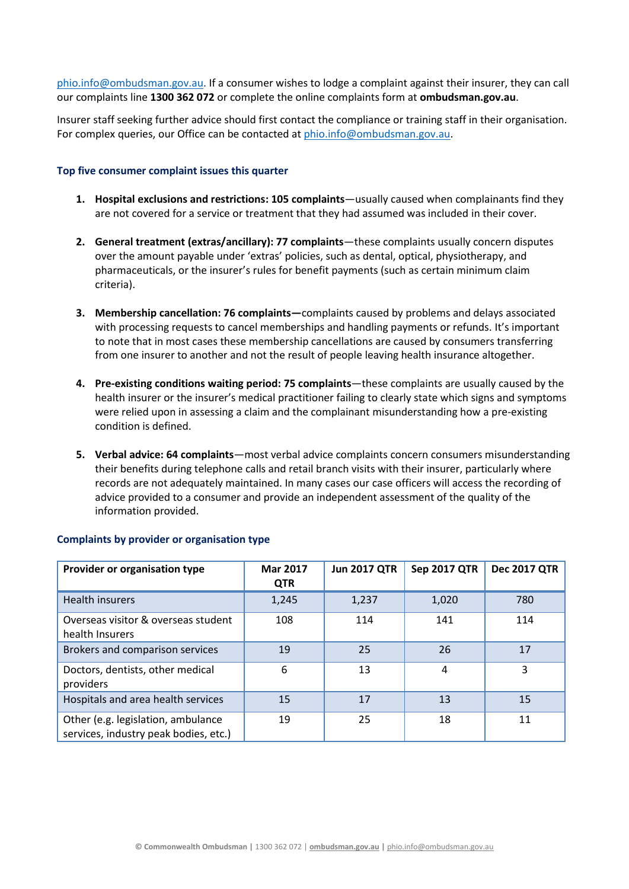[phio.info@ombudsman.gov.au](mailto:phio.info@ombudsman.gov.au). If a consumer wishes to lodge a complaint against their insurer, they can call our complaints line **1300 362 072** or complete the online complaints form at **ombudsman.gov.au**.

Insurer staff seeking further advice should first contact the compliance or training staff in their organisation. For complex queries, our Office can be contacted at [phio.info@ombudsman.gov.au](mailto:phio.info@ombudsman.gov.au).

### Top five consumer complaint issues this quarter

1. **Hospital exclusions and restrictions: 105 complaints**—usually caused when complainants find they are not covered for a service or treatment that they had assumed was included in their cover.

2. **General treatment (extras/ancillary): 77 complaints**—these complaints usually concern disputes over the amount payable under 'extras' policies, such as dental, optical, physiotherapy, and pharmaceuticals, or the insurer's rules for benefit payments (such as certain minimum claim criteria).

3. **Membership cancellation: 76 complaints—**complaints caused by problems and delays associated with processing requests to cancel memberships and handling payments or refunds. It's important to note that in most cases these membership cancellations are caused by consumers transferring from one insurer to another and not the result of people leaving health insurance altogether.

4. **Pre-existing conditions waiting period: 75 complaints**—these complaints are usually caused by the health insurer or the insurer's medical practitioner failing to clearly state which signs and symptoms were relied upon in assessing a claim and the complainant misunderstanding how a pre-existing condition is defined.

5. **Verbal advice: 64 complaints**—most verbal advice complaints concern consumers misunderstanding their benefits during telephone calls and retail branch visits with their insurer, particularly where records are not adequately maintained. In many cases our case officers will access the recording of advice provided to a consumer and provide an independent assessment of the quality of the information provided.

### Complaints by provider or organisation type

| Provider or organisation type | Mar 2017 QTR | Jun 2017 QTR | Sep 2017 QTR | Dec 2017 QTR |
|---|---|---|---|---|
| Health insurers | 1,245 | 1,237 | 1,020 | 780 |
| Overseas visitor & overseas student health Insurers | 108 | 114 | 141 | 114 |
| Brokers and comparison services | 19 | 25 | 26 | 17 |
| Doctors, dentists, other medical providers | 6 | 13 | 4 | 3 |
| Hospitals and area health services | 15 | 17 | 13 | 15 |
| Other (e.g. legislation, ambulance services, industry peak bodies, etc.) | 19 | 25 | 18 | 11 |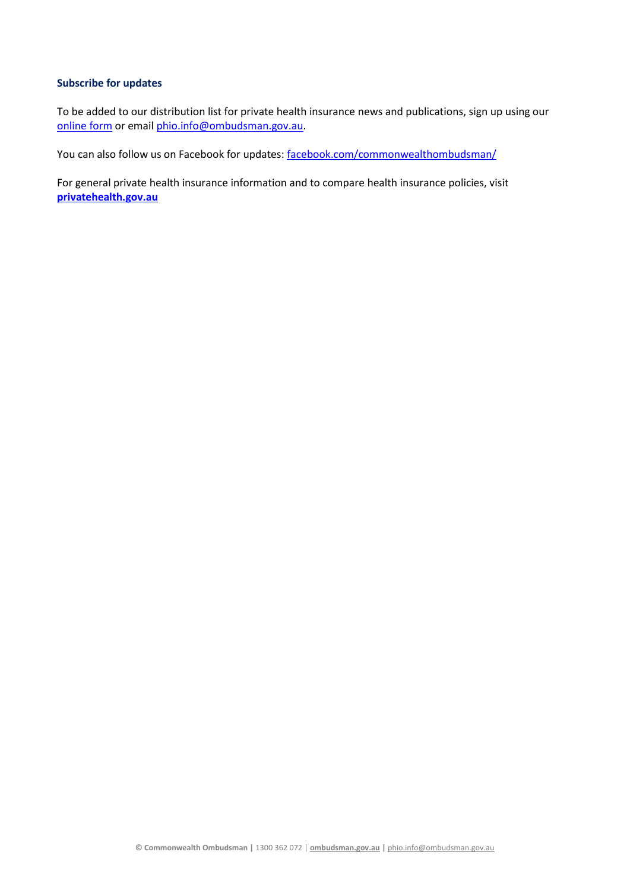**Subscribe for updates**

To be added to our distribution list for private health insurance news and publications, sign up using our online form or email phio.info@ombudsman.gov.au.

You can also follow us on Facebook for updates: facebook.com/commonwealthombudsman/

For general private health insurance information and to compare health insurance policies, visit **privatehealth.gov.au**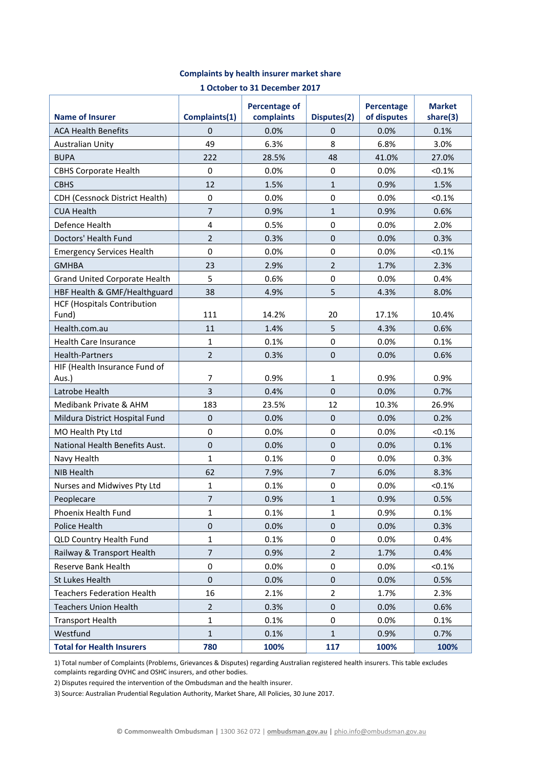## Complaints by health insurer market share

### 1 October to 31 December 2017

| Name of Insurer | Complaints(1) | Percentage of complaints | Disputes(2) | Percentage of disputes | Market share(3) |
|---|---|---|---|---|---|
| ACA Health Benefits | 0 | 0.0% | 0 | 0.0% | 0.1% |
| Australian Unity | 49 | 6.3% | 8 | 6.8% | 3.0% |
| BUPA | 222 | 28.5% | 48 | 41.0% | 27.0% |
| CBHS Corporate Health | 0 | 0.0% | 0 | 0.0% | <0.1% |
| CBHS | 12 | 1.5% | 1 | 0.9% | 1.5% |
| CDH (Cessnock District Health) | 0 | 0.0% | 0 | 0.0% | <0.1% |
| CUA Health | 7 | 0.9% | 1 | 0.9% | 0.6% |
| Defence Health | 4 | 0.5% | 0 | 0.0% | 2.0% |
| Doctors' Health Fund | 2 | 0.3% | 0 | 0.0% | 0.3% |
| Emergency Services Health | 0 | 0.0% | 0 | 0.0% | <0.1% |
| GMHBA | 23 | 2.9% | 2 | 1.7% | 2.3% |
| Grand United Corporate Health | 5 | 0.6% | 0 | 0.0% | 0.4% |
| HBF Health & GMF/Healthguard | 38 | 4.9% | 5 | 4.3% | 8.0% |
| HCF (Hospitals Contribution Fund) | 111 | 14.2% | 20 | 17.1% | 10.4% |
| Health.com.au | 11 | 1.4% | 5 | 4.3% | 0.6% |
| Health Care Insurance | 1 | 0.1% | 0 | 0.0% | 0.1% |
| Health-Partners | 2 | 0.3% | 0 | 0.0% | 0.6% |
| HIF (Health Insurance Fund of Aus.) | 7 | 0.9% | 1 | 0.9% | 0.9% |
| Latrobe Health | 3 | 0.4% | 0 | 0.0% | 0.7% |
| Medibank Private & AHM | 183 | 23.5% | 12 | 10.3% | 26.9% |
| Mildura District Hospital Fund | 0 | 0.0% | 0 | 0.0% | 0.2% |
| MO Health Pty Ltd | 0 | 0.0% | 0 | 0.0% | <0.1% |
| National Health Benefits Aust. | 0 | 0.0% | 0 | 0.0% | 0.1% |
| Navy Health | 1 | 0.1% | 0 | 0.0% | 0.3% |
| NIB Health | 62 | 7.9% | 7 | 6.0% | 8.3% |
| Nurses and Midwives Pty Ltd | 1 | 0.1% | 0 | 0.0% | <0.1% |
| Peoplecare | 7 | 0.9% | 1 | 0.9% | 0.5% |
| Phoenix Health Fund | 1 | 0.1% | 1 | 0.9% | 0.1% |
| Police Health | 0 | 0.0% | 0 | 0.0% | 0.3% |
| QLD Country Health Fund | 1 | 0.1% | 0 | 0.0% | 0.4% |
| Railway & Transport Health | 7 | 0.9% | 2 | 1.7% | 0.4% |
| Reserve Bank Health | 0 | 0.0% | 0 | 0.0% | <0.1% |
| St Lukes Health | 0 | 0.0% | 0 | 0.0% | 0.5% |
| Teachers Federation Health | 16 | 2.1% | 2 | 1.7% | 2.3% |
| Teachers Union Health | 2 | 0.3% | 0 | 0.0% | 0.6% |
| Transport Health | 1 | 0.1% | 0 | 0.0% | 0.1% |
| Westfund | 1 | 0.1% | 1 | 0.9% | 0.7% |
| **Total for Health Insurers** | **780** | **100%** | **117** | **100%** | **100%** |

1) Total number of Complaints (Problems, Grievances & Disputes) regarding Australian registered health insurers. This table excludes complaints regarding OVHC and OSHC insurers, and other bodies.

2) Disputes required the intervention of the Ombudsman and the health insurer.

3) Source: Australian Prudential Regulation Authority, Market Share, All Policies, 30 June 2017.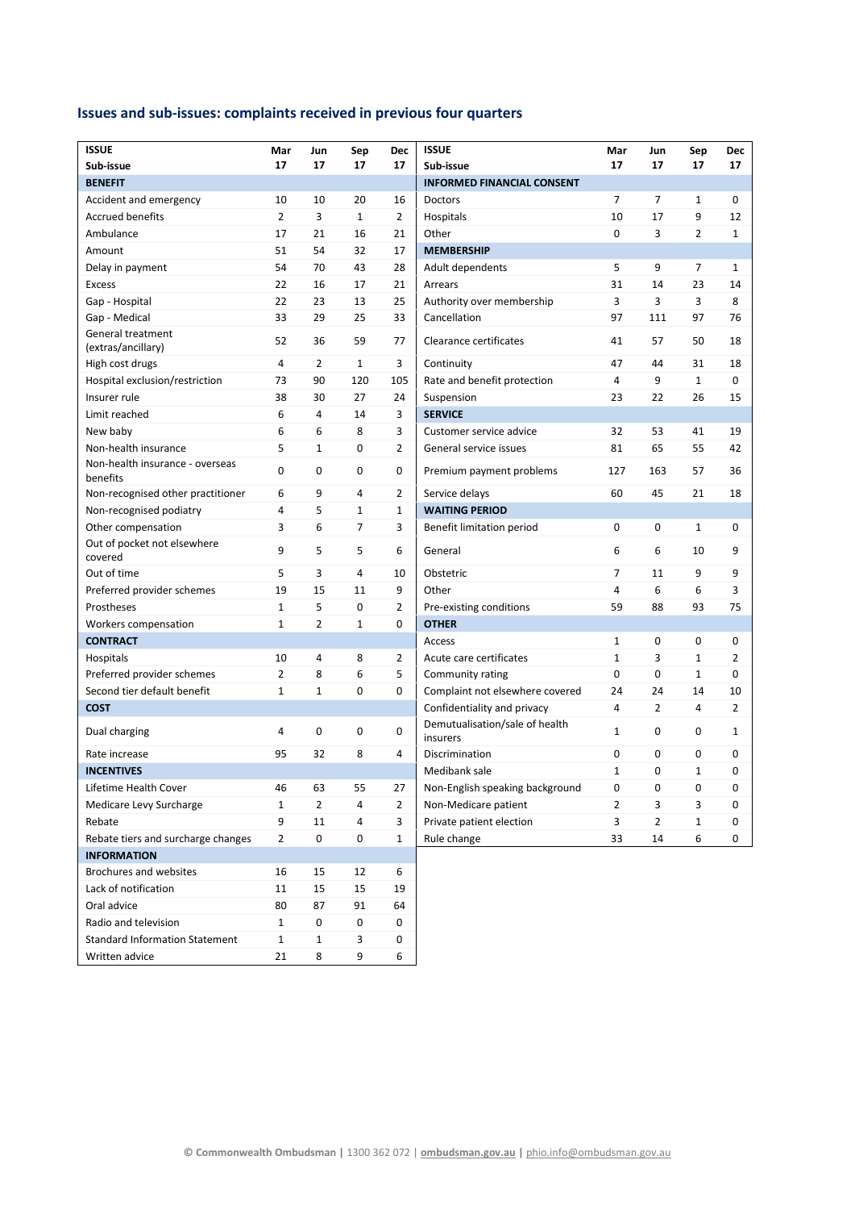## Issues and sub-issues: complaints received in previous four quarters

| ISSUE<br>Sub-issue | Mar 17 | Jun 17 | Sep 17 | Dec 17 |
|---|---|---|---|---|
| **BENEFIT** | | | | |
| Accident and emergency | 10 | 10 | 20 | 16 |
| Accrued benefits | 2 | 3 | 1 | 2 |
| Ambulance | 17 | 21 | 16 | 21 |
| Amount | 51 | 54 | 32 | 17 |
| Delay in payment | 54 | 70 | 43 | 28 |
| Excess | 22 | 16 | 17 | 21 |
| Gap - Hospital | 22 | 23 | 13 | 25 |
| Gap - Medical | 33 | 29 | 25 | 33 |
| General treatment (extras/ancillary) | 52 | 36 | 59 | 77 |
| High cost drugs | 4 | 2 | 1 | 3 |
| Hospital exclusion/restriction | 73 | 90 | 120 | 105 |
| Insurer rule | 38 | 30 | 27 | 24 |
| Limit reached | 6 | 4 | 14 | 3 |
| New baby | 6 | 6 | 8 | 3 |
| Non-health insurance | 5 | 1 | 0 | 2 |
| Non-health insurance - overseas benefits | 0 | 0 | 0 | 0 |
| Non-recognised other practitioner | 6 | 9 | 4 | 2 |
| Non-recognised podiatry | 4 | 5 | 1 | 1 |
| Other compensation | 3 | 6 | 7 | 3 |
| Out of pocket not elsewhere covered | 9 | 5 | 5 | 6 |
| Out of time | 5 | 3 | 4 | 10 |
| Preferred provider schemes | 19 | 15 | 11 | 9 |
| Prostheses | 1 | 5 | 0 | 2 |
| Workers compensation | 1 | 2 | 1 | 0 |
| **CONTRACT** | | | | |
| Hospitals | 10 | 4 | 8 | 2 |
| Preferred provider schemes | 2 | 8 | 6 | 5 |
| Second tier default benefit | 1 | 1 | 0 | 0 |
| **COST** | | | | |
| Dual charging | 4 | 0 | 0 | 0 |
| Rate increase | 95 | 32 | 8 | 4 |
| **INCENTIVES** | | | | |
| Lifetime Health Cover | 46 | 63 | 55 | 27 |
| Medicare Levy Surcharge | 1 | 2 | 4 | 2 |
| Rebate | 9 | 11 | 4 | 3 |
| Rebate tiers and surcharge changes | 2 | 0 | 0 | 1 |
| **INFORMATION** | | | | |
| Brochures and websites | 16 | 15 | 12 | 6 |
| Lack of notification | 11 | 15 | 15 | 19 |
| Oral advice | 80 | 87 | 91 | 64 |
| Radio and television | 1 | 0 | 0 | 0 |
| Standard Information Statement | 1 | 1 | 3 | 0 |
| Written advice | 21 | 8 | 9 | 6 |
| **INFORMED FINANCIAL CONSENT** | | | | |
| Doctors | 7 | 7 | 1 | 0 |
| Hospitals | 10 | 17 | 9 | 12 |
| Other | 0 | 3 | 2 | 1 |
| **MEMBERSHIP** | | | | |
| Adult dependents | 5 | 9 | 7 | 1 |
| Arrears | 31 | 14 | 23 | 14 |
| Authority over membership | 3 | 3 | 3 | 8 |
| Cancellation | 97 | 111 | 97 | 76 |
| Clearance certificates | 41 | 57 | 50 | 18 |
| Continuity | 47 | 44 | 31 | 18 |
| Rate and benefit protection | 4 | 9 | 1 | 0 |
| Suspension | 23 | 22 | 26 | 15 |
| **SERVICE** | | | | |
| Customer service advice | 32 | 53 | 41 | 19 |
| General service issues | 81 | 65 | 55 | 42 |
| Premium payment problems | 127 | 163 | 57 | 36 |
| Service delays | 60 | 45 | 21 | 18 |
| **WAITING PERIOD** | | | | |
| Benefit limitation period | 0 | 0 | 1 | 0 |
| General | 6 | 6 | 10 | 9 |
| Obstetric | 7 | 11 | 9 | 9 |
| Other | 4 | 6 | 6 | 3 |
| Pre-existing conditions | 59 | 88 | 93 | 75 |
| **OTHER** | | | | |
| Access | 1 | 0 | 0 | 0 |
| Acute care certificates | 1 | 3 | 1 | 2 |
| Community rating | 0 | 0 | 1 | 0 |
| Complaint not elsewhere covered | 24 | 24 | 14 | 10 |
| Confidentiality and privacy | 4 | 2 | 4 | 2 |
| Demutualisation/sale of health insurers | 1 | 0 | 0 | 1 |
| Discrimination | 0 | 0 | 0 | 0 |
| Medibank sale | 1 | 0 | 1 | 0 |
| Non-English speaking background | 0 | 0 | 0 | 0 |
| Non-Medicare patient | 2 | 3 | 3 | 0 |
| Private patient election | 3 | 2 | 1 | 0 |
| Rule change | 33 | 14 | 6 | 0 |